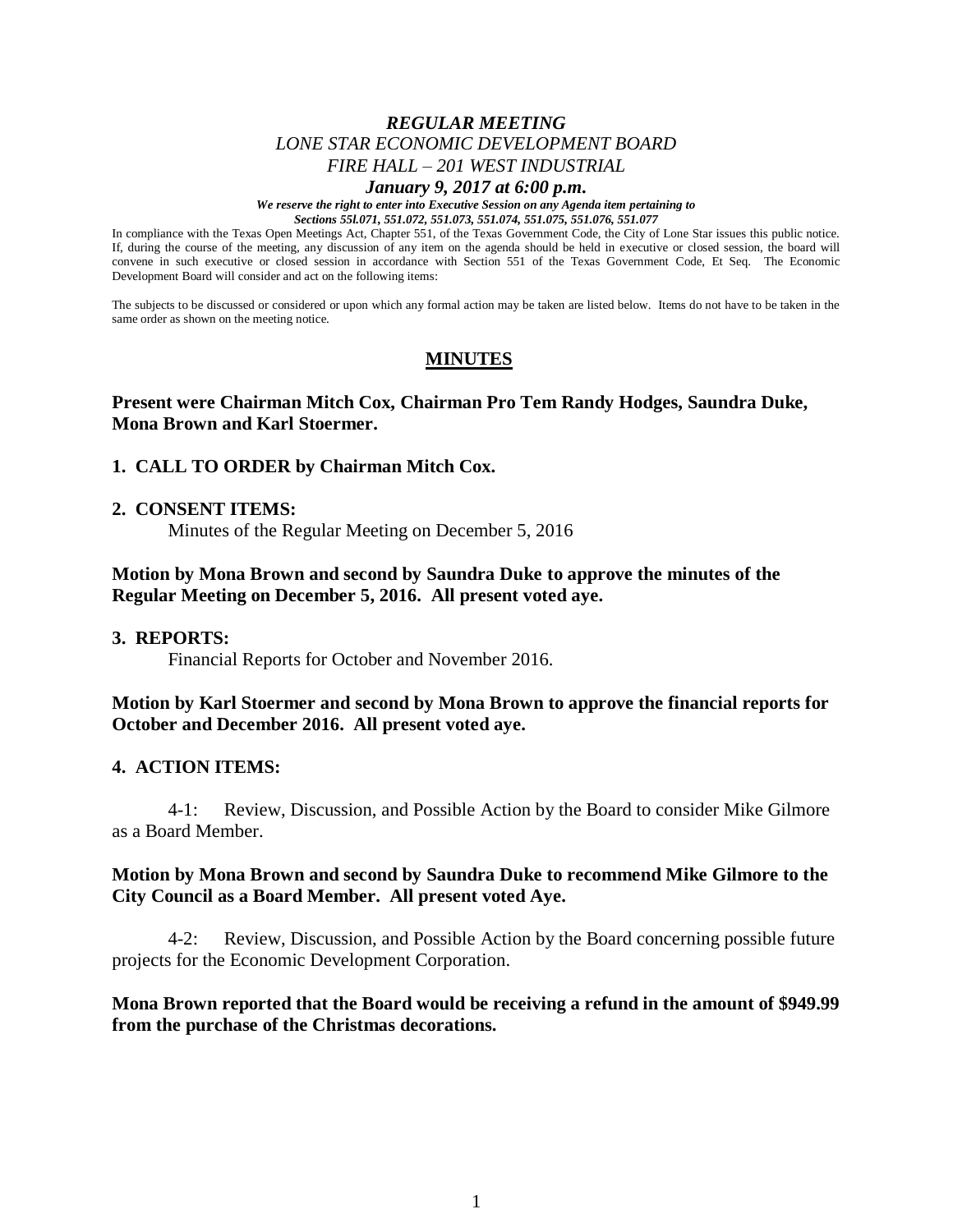***REGULAR MEETING***

*LONE STAR ECONOMIC DEVELOPMENT BOARD*

*FIRE HALL – 201 WEST INDUSTRIAL*

***January 9, 2017 at 6:00 p.m.***

***We reserve the right to enter into Executive Session on any Agenda item pertaining to Sections 55l.071, 551.072, 551.073, 551.074, 551.075, 551.076, 551.077***

In compliance with the Texas Open Meetings Act, Chapter 551, of the Texas Government Code, the City of Lone Star issues this public notice. If, during the course of the meeting, any discussion of any item on the agenda should be held in executive or closed session, the board will convene in such executive or closed session in accordance with Section 551 of the Texas Government Code, Et Seq. The Economic Development Board will consider and act on the following items:

The subjects to be discussed or considered or upon which any formal action may be taken are listed below. Items do not have to be taken in the same order as shown on the meeting notice.

## MINUTES

**Present were Chairman Mitch Cox, Chairman Pro Tem Randy Hodges, Saundra Duke, Mona Brown and Karl Stoermer.**

**1. CALL TO ORDER by Chairman Mitch Cox.**

**2. CONSENT ITEMS:**

Minutes of the Regular Meeting on December 5, 2016

**Motion by Mona Brown and second by Saundra Duke to approve the minutes of the Regular Meeting on December 5, 2016. All present voted aye.**

**3. REPORTS:**

Financial Reports for October and November 2016.

**Motion by Karl Stoermer and second by Mona Brown to approve the financial reports for October and December 2016. All present voted aye.**

**4. ACTION ITEMS:**

4-1: Review, Discussion, and Possible Action by the Board to consider Mike Gilmore as a Board Member.

**Motion by Mona Brown and second by Saundra Duke to recommend Mike Gilmore to the City Council as a Board Member. All present voted Aye.**

4-2: Review, Discussion, and Possible Action by the Board concerning possible future projects for the Economic Development Corporation.

**Mona Brown reported that the Board would be receiving a refund in the amount of $949.99 from the purchase of the Christmas decorations.**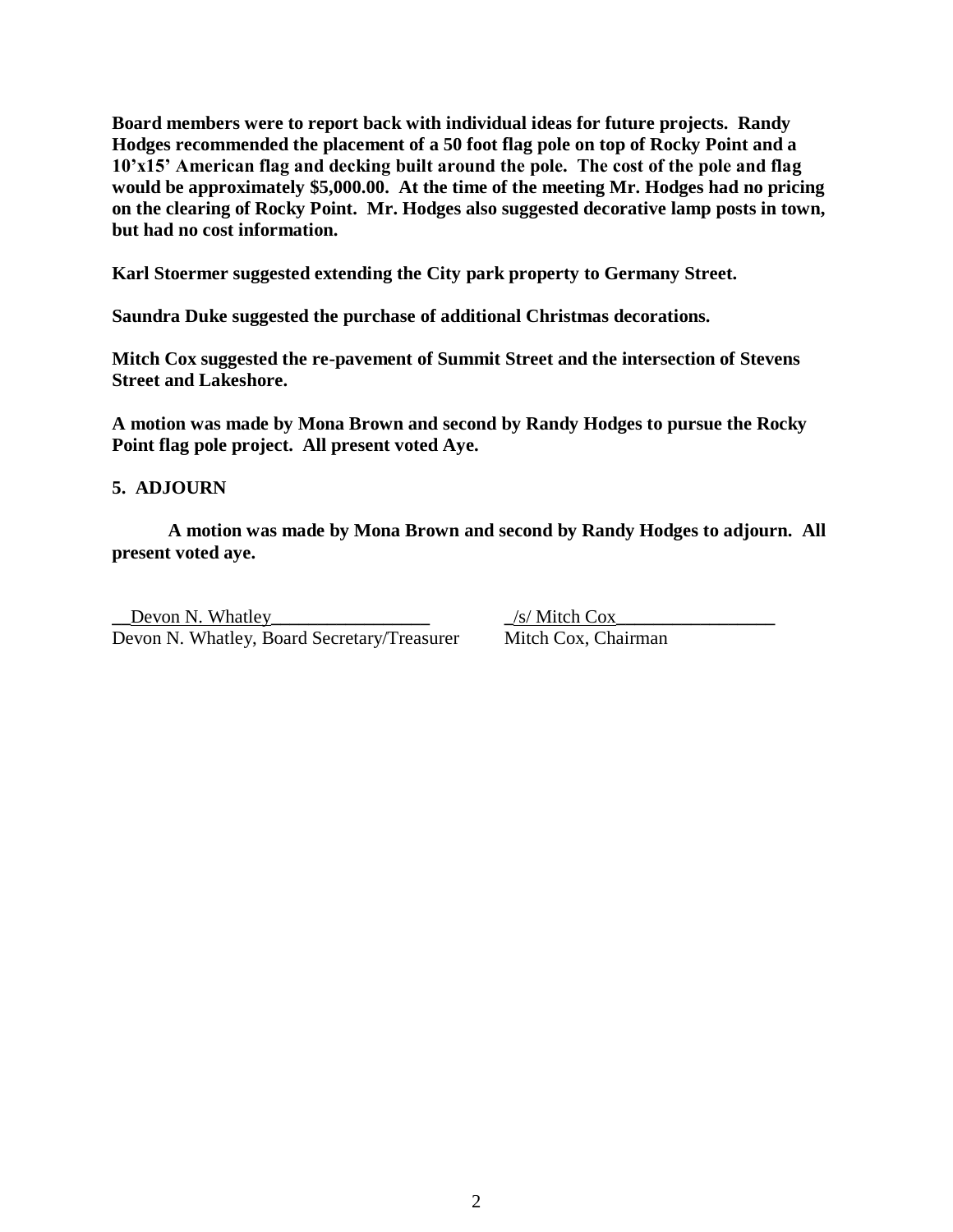**Board members were to report back with individual ideas for future projects. Randy Hodges recommended the placement of a 50 foot flag pole on top of Rocky Point and a 10'x15' American flag and decking built around the pole. The cost of the pole and flag would be approximately $5,000.00. At the time of the meeting Mr. Hodges had no pricing on the clearing of Rocky Point. Mr. Hodges also suggested decorative lamp posts in town, but had no cost information.**

**Karl Stoermer suggested extending the City park property to Germany Street.**

**Saundra Duke suggested the purchase of additional Christmas decorations.**

**Mitch Cox suggested the re-pavement of Summit Street and the intersection of Stevens Street and Lakeshore.**

**A motion was made by Mona Brown and second by Randy Hodges to pursue the Rocky Point flag pole project. All present voted Aye.**

**5. ADJOURN**

**A motion was made by Mona Brown and second by Randy Hodges to adjourn. All present voted aye.**

__Devon N. Whatley__________________ _/s/ Mitch Cox__________________

Devon N. Whatley, Board Secretary/Treasurer Mitch Cox, Chairman